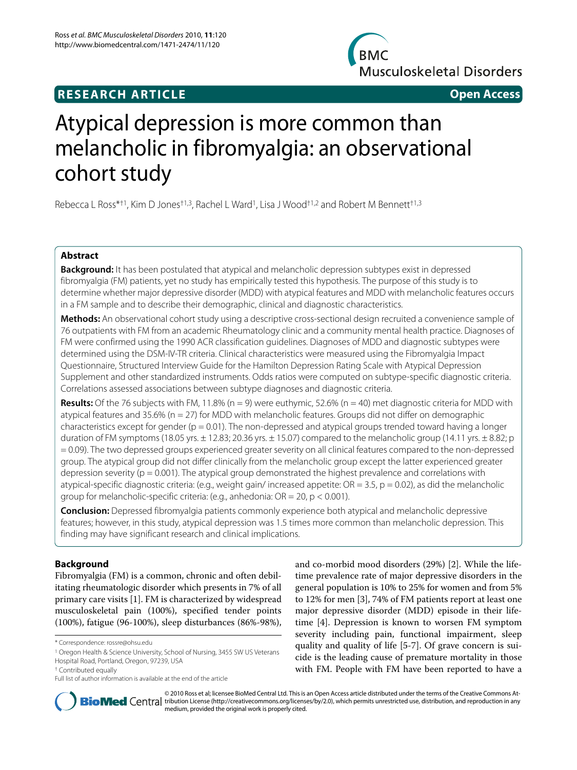**RESEARCH ARTICLE** **Open Access**

# Atypical depression is more common than melancholic in fibromyalgia: an observational cohort study

Rebecca L Ross*[†1], Kim D Jones[†1,3], Rachel L Ward[1], Lisa J Wood[†1,2] and Robert M Bennett[†1,3]

## Abstract

**Background:** It has been postulated that atypical and melancholic depression subtypes exist in depressed fibromyalgia (FM) patients, yet no study has empirically tested this hypothesis. The purpose of this study is to determine whether major depressive disorder (MDD) with atypical features and MDD with melancholic features occurs in a FM sample and to describe their demographic, clinical and diagnostic characteristics.

**Methods:** An observational cohort study using a descriptive cross-sectional design recruited a convenience sample of 76 outpatients with FM from an academic Rheumatology clinic and a community mental health practice. Diagnoses of FM were confirmed using the 1990 ACR classification guidelines. Diagnoses of MDD and diagnostic subtypes were determined using the DSM-IV-TR criteria. Clinical characteristics were measured using the Fibromyalgia Impact Questionnaire, Structured Interview Guide for the Hamilton Depression Rating Scale with Atypical Depression Supplement and other standardized instruments. Odds ratios were computed on subtype-specific diagnostic criteria. Correlations assessed associations between subtype diagnoses and diagnostic criteria.

**Results:** Of the 76 subjects with FM, 11.8% (n = 9) were euthymic, 52.6% (n = 40) met diagnostic criteria for MDD with atypical features and 35.6% (n = 27) for MDD with melancholic features. Groups did not differ on demographic characteristics except for gender (p = 0.01). The non-depressed and atypical groups trended toward having a longer duration of FM symptoms (18.05 yrs. ± 12.83; 20.36 yrs. ± 15.07) compared to the melancholic group (14.11 yrs. ± 8.82; p = 0.09). The two depressed groups experienced greater severity on all clinical features compared to the non-depressed group. The atypical group did not differ clinically from the melancholic group except the latter experienced greater depression severity (p = 0.001). The atypical group demonstrated the highest prevalence and correlations with atypical-specific diagnostic criteria: (e.g., weight gain/ increased appetite: OR = 3.5, p = 0.02), as did the melancholic group for melancholic-specific criteria: (e.g., anhedonia: OR = 20, p < 0.001).

**Conclusion:** Depressed fibromyalgia patients commonly experience both atypical and melancholic depressive features; however, in this study, atypical depression was 1.5 times more common than melancholic depression. This finding may have significant research and clinical implications.

## Background

Fibromyalgia (FM) is a common, chronic and often debilitating rheumatologic disorder which presents in 7% of all primary care visits [1]. FM is characterized by widespread musculoskeletal pain (100%), specified tender points (100%), fatigue (96-100%), sleep disturbances (86%-98%), and co-morbid mood disorders (29%) [2]. While the lifetime prevalence rate of major depressive disorders in the general population is 10% to 25% for women and from 5% to 12% for men [3], 74% of FM patients report at least one major depressive disorder (MDD) episode in their lifetime [4]. Depression is known to worsen FM symptom severity including pain, functional impairment, sleep quality and quality of life [5-7]. Of grave concern is suicide is the leading cause of premature mortality in those with FM. People with FM have been reported to have a

\* Correspondence: rossre@ohsu.edu

[1] Oregon Health & Science University, School of Nursing, 3455 SW US Veterans Hospital Road, Portland, Oregon, 97239, USA

[†] Contributed equally

Full list of author information is available at the end of the article

© 2010 Ross et al; licensee BioMed Central Ltd. This is an Open Access article distributed under the terms of the Creative Commons Attribution License (http://creativecommons.org/licenses/by/2.0), which permits unrestricted use, distribution, and reproduction in any medium, provided the original work is properly cited.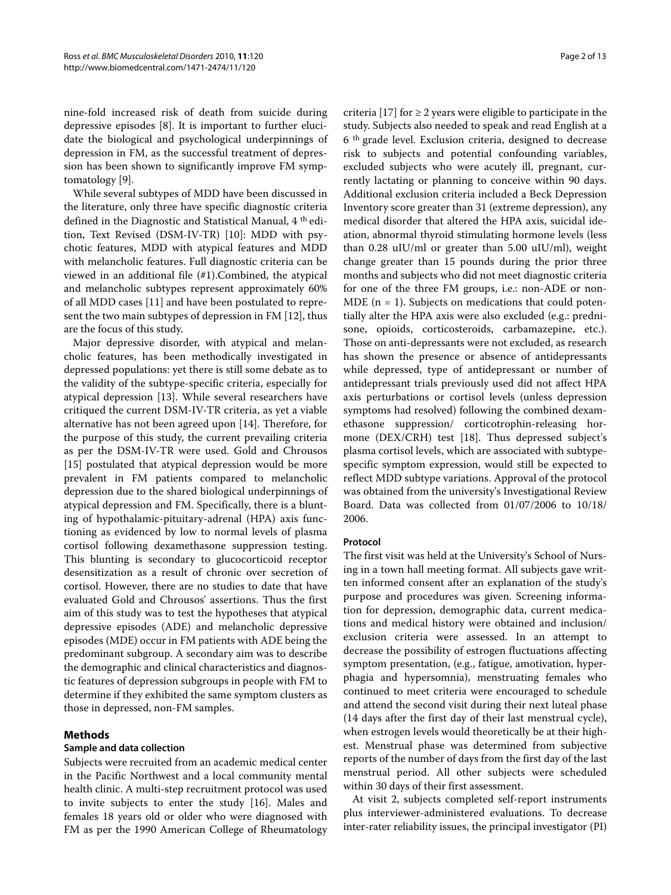nine-fold increased risk of death from suicide during depressive episodes [8]. It is important to further elucidate the biological and psychological underpinnings of depression in FM, as the successful treatment of depression has been shown to significantly improve FM symptomatology [9].

While several subtypes of MDD have been discussed in the literature, only three have specific diagnostic criteria defined in the Diagnostic and Statistical Manual, 4 th edition, Text Revised (DSM-IV-TR) [10]: MDD with psychotic features, MDD with atypical features and MDD with melancholic features. Full diagnostic criteria can be viewed in an additional file (#1).Combined, the atypical and melancholic subtypes represent approximately 60% of all MDD cases [11] and have been postulated to represent the two main subtypes of depression in FM [12], thus are the focus of this study.

Major depressive disorder, with atypical and melancholic features, has been methodically investigated in depressed populations: yet there is still some debate as to the validity of the subtype-specific criteria, especially for atypical depression [13]. While several researchers have critiqued the current DSM-IV-TR criteria, as yet a viable alternative has not been agreed upon [14]. Therefore, for the purpose of this study, the current prevailing criteria as per the DSM-IV-TR were used. Gold and Chrousos [15] postulated that atypical depression would be more prevalent in FM patients compared to melancholic depression due to the shared biological underpinnings of atypical depression and FM. Specifically, there is a blunting of hypothalamic-pituitary-adrenal (HPA) axis functioning as evidenced by low to normal levels of plasma cortisol following dexamethasone suppression testing. This blunting is secondary to glucocorticoid receptor desensitization as a result of chronic over secretion of cortisol. However, there are no studies to date that have evaluated Gold and Chrousos' assertions. Thus the first aim of this study was to test the hypotheses that atypical depressive episodes (ADE) and melancholic depressive episodes (MDE) occur in FM patients with ADE being the predominant subgroup. A secondary aim was to describe the demographic and clinical characteristics and diagnostic features of depression subgroups in people with FM to determine if they exhibited the same symptom clusters as those in depressed, non-FM samples.

## Methods

### Sample and data collection

Subjects were recruited from an academic medical center in the Pacific Northwest and a local community mental health clinic. A multi-step recruitment protocol was used to invite subjects to enter the study [16]. Males and females 18 years old or older who were diagnosed with FM as per the 1990 American College of Rheumatology criteria [17] for ≥ 2 years were eligible to participate in the study. Subjects also needed to speak and read English at a 6 th grade level. Exclusion criteria, designed to decrease risk to subjects and potential confounding variables, excluded subjects who were acutely ill, pregnant, currently lactating or planning to conceive within 90 days. Additional exclusion criteria included a Beck Depression Inventory score greater than 31 (extreme depression), any medical disorder that altered the HPA axis, suicidal ideation, abnormal thyroid stimulating hormone levels (less than 0.28 uIU/ml or greater than 5.00 uIU/ml), weight change greater than 15 pounds during the prior three months and subjects who did not meet diagnostic criteria for one of the three FM groups, i.e.: non-ADE or non-MDE ($n = 1$). Subjects on medications that could potentially alter the HPA axis were also excluded (e.g.: prednisone, opioids, corticosteroids, carbamazepine, etc.). Those on anti-depressants were not excluded, as research has shown the presence or absence of antidepressants while depressed, type of antidepressant or number of antidepressant trials previously used did not affect HPA axis perturbations or cortisol levels (unless depression symptoms had resolved) following the combined dexamethasone suppression/ corticotrophin-releasing hormone (DEX/CRH) test [18]. Thus depressed subject's plasma cortisol levels, which are associated with subtype-specific symptom expression, would still be expected to reflect MDD subtype variations. Approval of the protocol was obtained from the university's Investigational Review Board. Data was collected from 01/07/2006 to 10/18/2006.

### Protocol

The first visit was held at the University's School of Nursing in a town hall meeting format. All subjects gave written informed consent after an explanation of the study's purpose and procedures was given. Screening information for depression, demographic data, current medications and medical history were obtained and inclusion/exclusion criteria were assessed. In an attempt to decrease the possibility of estrogen fluctuations affecting symptom presentation, (e.g., fatigue, amotivation, hyperphagia and hypersomnia), menstruating females who continued to meet criteria were encouraged to schedule and attend the second visit during their next luteal phase (14 days after the first day of their last menstrual cycle), when estrogen levels would theoretically be at their highest. Menstrual phase was determined from subjective reports of the number of days from the first day of the last menstrual period. All other subjects were scheduled within 30 days of their first assessment.

At visit 2, subjects completed self-report instruments plus interviewer-administered evaluations. To decrease inter-rater reliability issues, the principal investigator (PI)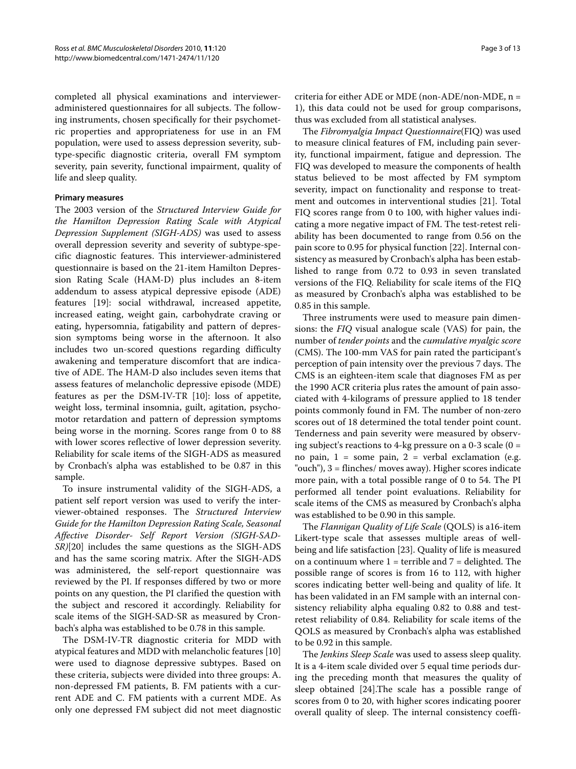completed all physical examinations and interviewer-administered questionnaires for all subjects. The following instruments, chosen specifically for their psychometric properties and appropriateness for use in an FM population, were used to assess depression severity, subtype-specific diagnostic criteria, overall FM symptom severity, pain severity, functional impairment, quality of life and sleep quality.

#### Primary measures

The 2003 version of the *Structured Interview Guide for the Hamilton Depression Rating Scale with Atypical Depression Supplement (SIGH-ADS)* was used to assess overall depression severity and severity of subtype-specific diagnostic features. This interviewer-administered questionnaire is based on the 21-item Hamilton Depression Rating Scale (HAM-D) plus includes an 8-item addendum to assess atypical depressive episode (ADE) features [19]: social withdrawal, increased appetite, increased eating, weight gain, carbohydrate craving or eating, hypersomnia, fatigability and pattern of depression symptoms being worse in the afternoon. It also includes two un-scored questions regarding difficulty awakening and temperature discomfort that are indicative of ADE. The HAM-D also includes seven items that assess features of melancholic depressive episode (MDE) features as per the DSM-IV-TR [10]: loss of appetite, weight loss, terminal insomnia, guilt, agitation, psychomotor retardation and pattern of depression symptoms being worse in the morning. Scores range from 0 to 88 with lower scores reflective of lower depression severity. Reliability for scale items of the SIGH-ADS as measured by Cronbach's alpha was established to be 0.87 in this sample.

To insure instrumental validity of the SIGH-ADS, a patient self report version was used to verify the interviewer-obtained responses. The *Structured Interview Guide for the Hamilton Depression Rating Scale, Seasonal Affective Disorder- Self Report Version (SIGH-SAD-SR)*[20] includes the same questions as the SIGH-ADS and has the same scoring matrix. After the SIGH-ADS was administered, the self-report questionnaire was reviewed by the PI. If responses differed by two or more points on any question, the PI clarified the question with the subject and rescored it accordingly. Reliability for scale items of the SIGH-SAD-SR as measured by Cronbach's alpha was established to be 0.78 in this sample.

The DSM-IV-TR diagnostic criteria for MDD with atypical features and MDD with melancholic features [10] were used to diagnose depressive subtypes. Based on these criteria, subjects were divided into three groups: A. non-depressed FM patients, B. FM patients with a current ADE and C. FM patients with a current MDE. As only one depressed FM subject did not meet diagnostic criteria for either ADE or MDE (non-ADE/non-MDE, n = 1), this data could not be used for group comparisons, thus was excluded from all statistical analyses.

The *Fibromyalgia Impact Questionnaire*(FIQ) was used to measure clinical features of FM, including pain severity, functional impairment, fatigue and depression. The FIQ was developed to measure the components of health status believed to be most affected by FM symptom severity, impact on functionality and response to treatment and outcomes in interventional studies [21]. Total FIQ scores range from 0 to 100, with higher values indicating a more negative impact of FM. The test-retest reliability has been documented to range from 0.56 on the pain score to 0.95 for physical function [22]. Internal consistency as measured by Cronbach's alpha has been established to range from 0.72 to 0.93 in seven translated versions of the FIQ. Reliability for scale items of the FIQ as measured by Cronbach's alpha was established to be 0.85 in this sample.

Three instruments were used to measure pain dimensions: the *FIQ* visual analogue scale (VAS) for pain, the number of *tender points* and the *cumulative myalgic score* (CMS). The 100-mm VAS for pain rated the participant's perception of pain intensity over the previous 7 days. The CMS is an eighteen-item scale that diagnoses FM as per the 1990 ACR criteria plus rates the amount of pain associated with 4-kilograms of pressure applied to 18 tender points commonly found in FM. The number of non-zero scores out of 18 determined the total tender point count. Tenderness and pain severity were measured by observing subject's reactions to 4-kg pressure on a 0-3 scale (0 = no pain, 1 = some pain, 2 = verbal exclamation (e.g. "ouch"), 3 = flinches/ moves away). Higher scores indicate more pain, with a total possible range of 0 to 54. The PI performed all tender point evaluations. Reliability for scale items of the CMS as measured by Cronbach's alpha was established to be 0.90 in this sample.

The *Flannigan Quality of Life Scale* (QOLS) is a16-item Likert-type scale that assesses multiple areas of well-being and life satisfaction [23]. Quality of life is measured on a continuum where 1 = terrible and 7 = delighted. The possible range of scores is from 16 to 112, with higher scores indicating better well-being and quality of life. It has been validated in an FM sample with an internal consistency reliability alpha equaling 0.82 to 0.88 and test-retest reliability of 0.84. Reliability for scale items of the QOLS as measured by Cronbach's alpha was established to be 0.92 in this sample.

The *Jenkins Sleep Scale* was used to assess sleep quality. It is a 4-item scale divided over 5 equal time periods during the preceding month that measures the quality of sleep obtained [24].The scale has a possible range of scores from 0 to 20, with higher scores indicating poorer overall quality of sleep. The internal consistency coeffi-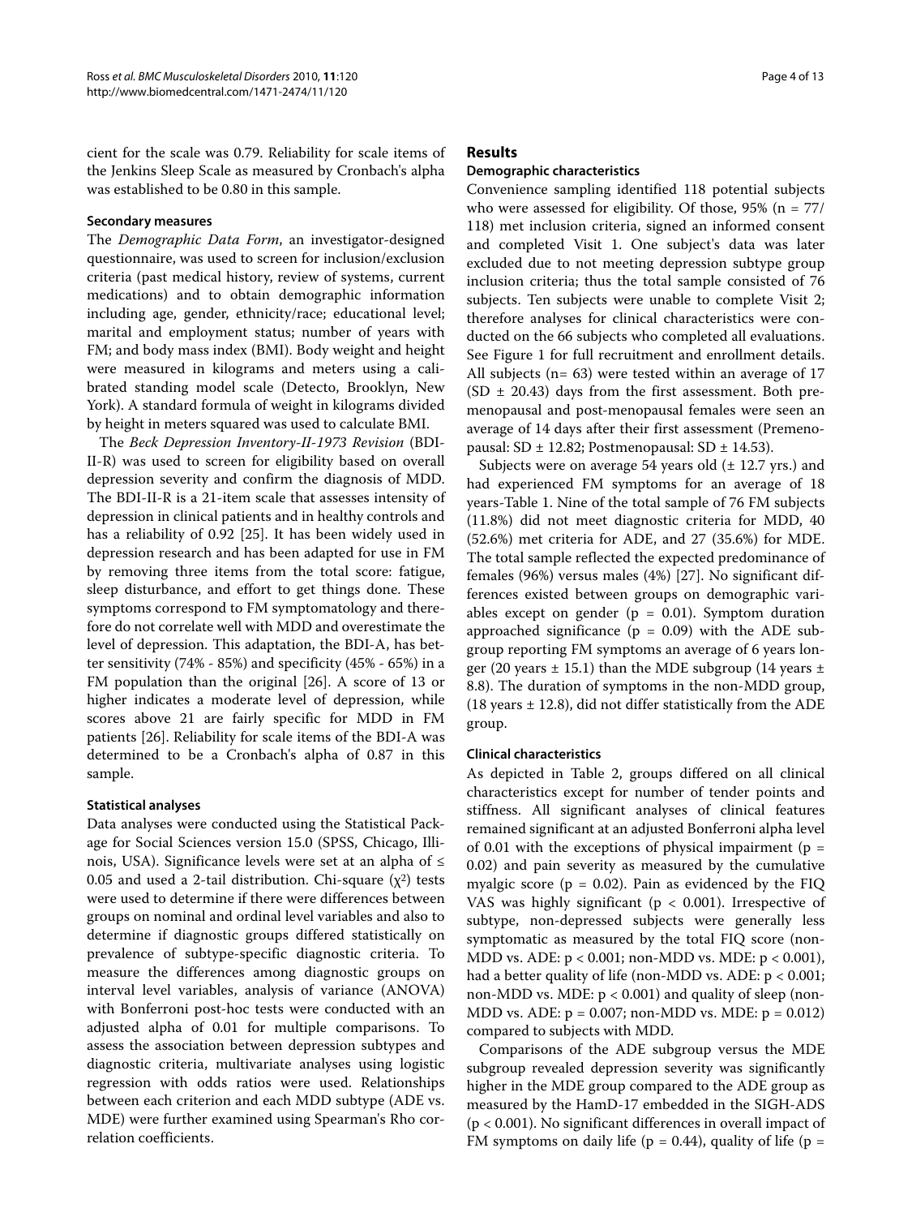cient for the scale was 0.79. Reliability for scale items of the Jenkins Sleep Scale as measured by Cronbach's alpha was established to be 0.80 in this sample.

### Secondary measures

The *Demographic Data Form*, an investigator-designed questionnaire, was used to screen for inclusion/exclusion criteria (past medical history, review of systems, current medications) and to obtain demographic information including age, gender, ethnicity/race; educational level; marital and employment status; number of years with FM; and body mass index (BMI). Body weight and height were measured in kilograms and meters using a calibrated standing model scale (Detecto, Brooklyn, New York). A standard formula of weight in kilograms divided by height in meters squared was used to calculate BMI.

The *Beck Depression Inventory-II-1973 Revision* (BDI-II-R) was used to screen for eligibility based on overall depression severity and confirm the diagnosis of MDD. The BDI-II-R is a 21-item scale that assesses intensity of depression in clinical patients and in healthy controls and has a reliability of 0.92 [25]. It has been widely used in depression research and has been adapted for use in FM by removing three items from the total score: fatigue, sleep disturbance, and effort to get things done. These symptoms correspond to FM symptomatology and therefore do not correlate well with MDD and overestimate the level of depression. This adaptation, the BDI-A, has better sensitivity (74% - 85%) and specificity (45% - 65%) in a FM population than the original [26]. A score of 13 or higher indicates a moderate level of depression, while scores above 21 are fairly specific for MDD in FM patients [26]. Reliability for scale items of the BDI-A was determined to be a Cronbach's alpha of 0.87 in this sample.

### Statistical analyses

Data analyses were conducted using the Statistical Package for Social Sciences version 15.0 (SPSS, Chicago, Illinois, USA). Significance levels were set at an alpha of ≤ 0.05 and used a 2-tail distribution. Chi-square ($\chi^2$) tests were used to determine if there were differences between groups on nominal and ordinal level variables and also to determine if diagnostic groups differed statistically on prevalence of subtype-specific diagnostic criteria. To measure the differences among diagnostic groups on interval level variables, analysis of variance (ANOVA) with Bonferroni post-hoc tests were conducted with an adjusted alpha of 0.01 for multiple comparisons. To assess the association between depression subtypes and diagnostic criteria, multivariate analyses using logistic regression with odds ratios were used. Relationships between each criterion and each MDD subtype (ADE vs. MDE) were further examined using Spearman's Rho correlation coefficients.

## Results

### Demographic characteristics

Convenience sampling identified 118 potential subjects who were assessed for eligibility. Of those, 95% (n = 77/118) met inclusion criteria, signed an informed consent and completed Visit 1. One subject's data was later excluded due to not meeting depression subtype group inclusion criteria; thus the total sample consisted of 76 subjects. Ten subjects were unable to complete Visit 2; therefore analyses for clinical characteristics were conducted on the 66 subjects who completed all evaluations. See Figure 1 for full recruitment and enrollment details. All subjects (n= 63) were tested within an average of 17 (SD ± 20.43) days from the first assessment. Both premenopausal and post-menopausal females were seen an average of 14 days after their first assessment (Premenopausal: SD ± 12.82; Postmenopausal: SD ± 14.53).

Subjects were on average 54 years old (± 12.7 yrs.) and had experienced FM symptoms for an average of 18 years-Table 1. Nine of the total sample of 76 FM subjects (11.8%) did not meet diagnostic criteria for MDD, 40 (52.6%) met criteria for ADE, and 27 (35.6%) for MDE. The total sample reflected the expected predominance of females (96%) versus males (4%) [27]. No significant differences existed between groups on demographic variables except on gender ($p = 0.01$). Symptom duration approached significance ($p = 0.09$) with the ADE subgroup reporting FM symptoms an average of 6 years longer (20 years ± 15.1) than the MDE subgroup (14 years ± 8.8). The duration of symptoms in the non-MDD group, (18 years ± 12.8), did not differ statistically from the ADE group.

### Clinical characteristics

As depicted in Table 2, groups differed on all clinical characteristics except for number of tender points and stiffness. All significant analyses of clinical features remained significant at an adjusted Bonferroni alpha level of 0.01 with the exceptions of physical impairment ($p = 0.02$) and pain severity as measured by the cumulative myalgic score ($p = 0.02$). Pain as evidenced by the FIQ VAS was highly significant ($p < 0.001$). Irrespective of subtype, non-depressed subjects were generally less symptomatic as measured by the total FIQ score (non-MDD vs. ADE: $p < 0.001$; non-MDD vs. MDE: $p < 0.001$), had a better quality of life (non-MDD vs. ADE: $p < 0.001$; non-MDD vs. MDE: $p < 0.001$) and quality of sleep (non-MDD vs. ADE: $p = 0.007$; non-MDD vs. MDE: $p = 0.012$) compared to subjects with MDD.

Comparisons of the ADE subgroup versus the MDE subgroup revealed depression severity was significantly higher in the MDE group compared to the ADE group as measured by the HamD-17 embedded in the SIGH-ADS ($p < 0.001$). No significant differences in overall impact of FM symptoms on daily life ($p = 0.44$), quality of life ($p =$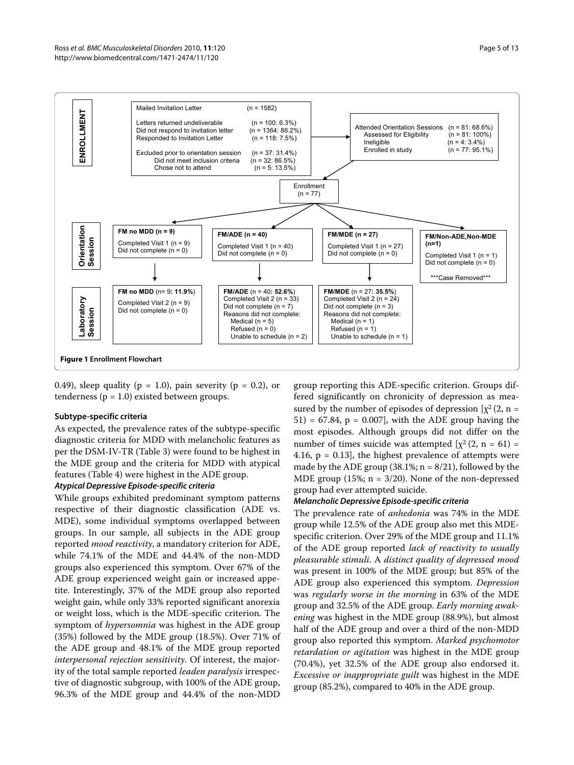**ENROLLMENT**

Mailed Invitation Letter (n = 1582)

Letters returned undeliverable (n = 100: 6.3%)
Did not respond to invitation letter (n = 1364: 86.2%)
Responded to Invitation Letter (n = 118: 7.5%)

Excluded prior to orientation session (n = 37: 31.4%)
Did not meet inclusion criteria (n = 32: 86.5%)
Chose not to attend (n = 5: 13.5%)

Attended Orientation Sessions (n = 81: 68.6%)
Assessed for Eligibility (n = 81: 100%)
Ineligible (n = 4: 3.4%)
Enrolled in study (n = 77: 95.1%)

Enrollment (n = 77)

**Orientation Session**

**FM no MDD (n = 9)**
Completed Visit 1 (n = 9)
Did not complete (n = 0)

**FM/ADE (n = 40)**
Completed Visit 1 (n = 40)
Did not complete (n = 0)

**FM/MDE (n = 27)**
Completed Visit 1 (n = 27)
Did not complete (n = 0)

**FM/Non-ADE,Non-MDE (n=1)**
Completed Visit 1 (n = 1)
Did not complete (n = 0)
\*\*\*Case Removed\*\*\*

**Laboratory Session**

**FM no MDD** (n= 9: **11.9%**)
Completed Visit 2 (n = 9)
Did not complete (n = 0)

**FM/ADE** (n = 40: **52.6%**)
Completed Visit 2 (n = 33)
Did not complete (n = 7)
Reasons did not complete:
Medical (n = 5)
Refused (n = 0)
Unable to schedule (n = 2)

**FM/MDE** (n = 27: **35.5%**)
Completed Visit 2 (n = 24)
Did not complete (n = 3)
Reasons did not complete:
Medical (n = 1)
Refused (n = 1)
Unable to schedule (n = 1)

**Figure 1 Enrollment Flowchart**

0.49), sleep quality ($p = 1.0$), pain severity ($p = 0.2$), or tenderness ($p = 1.0$) existed between groups.

### Subtype-specific criteria

As expected, the prevalence rates of the subtype-specific diagnostic criteria for MDD with melancholic features as per the DSM-IV-TR (Table 3) were found to be highest in the MDE group and the criteria for MDD with atypical features (Table 4) were highest in the ADE group.

#### *Atypical Depressive Episode-specific criteria*

While groups exhibited predominant symptom patterns respective of their diagnostic classification (ADE vs. MDE), some individual symptoms overlapped between groups. In our sample, all subjects in the ADE group reported *mood reactivity*, a mandatory criterion for ADE, while 74.1% of the MDE and 44.4% of the non-MDD groups also experienced this symptom. Over 67% of the ADE group experienced weight gain or increased appetite. Interestingly, 37% of the MDE group also reported weight gain, while only 33% reported significant anorexia or weight loss, which is the MDE-specific criterion. The symptom of *hypersomnia* was highest in the ADE group (35%) followed by the MDE group (18.5%). Over 71% of the ADE group and 48.1% of the MDE group reported *interpersonal rejection sensitivity*. Of interest, the majority of the total sample reported *leaden paralysis* irrespective of diagnostic subgroup, with 100% of the ADE group, 96.3% of the MDE group and 44.4% of the non-MDD group reporting this ADE-specific criterion. Groups differed significantly on chronicity of depression as measured by the number of episodes of depression [$\chi^2$ (2, n = 51) = 67.84, $p = 0.007$], with the ADE group having the most episodes. Although groups did not differ on the number of times suicide was attempted [$\chi^2$ (2, n = 61) = 4.16, $p = 0.13$], the highest prevalence of attempts were made by the ADE group (38.1%; n = 8/21), followed by the MDE group (15%; n = 3/20). None of the non-depressed group had ever attempted suicide.

#### *Melancholic Depressive Episode-specific criteria*

The prevalence rate of *anhedonia* was 74% in the MDE group while 12.5% of the ADE group also met this MDE-specific criterion. Over 29% of the MDE group and 11.1% of the ADE group reported *lack of reactivity to usually pleasurable stimuli*. A *distinct quality of depressed mood* was present in 100% of the MDE group; but 85% of the ADE group also experienced this symptom. *Depression* was *regularly worse in the morning* in 63% of the MDE group and 32.5% of the ADE group. *Early morning awakening* was highest in the MDE group (88.9%), but almost half of the ADE group and over a third of the non-MDD group also reported this symptom. *Marked psychomotor retardation or agitation* was highest in the MDE group (70.4%), yet 32.5% of the ADE group also endorsed it. *Excessive or inappropriate guilt* was highest in the MDE group (85.2%), compared to 40% in the ADE group.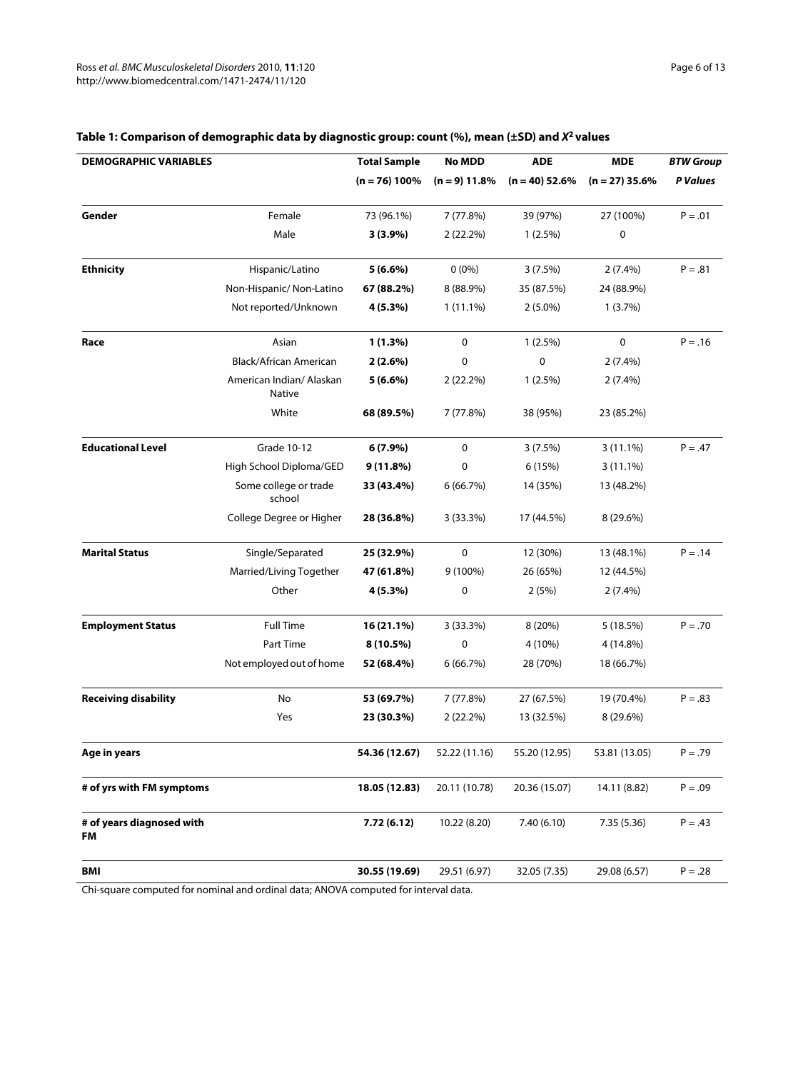**Table 1: Comparison of demographic data by diagnostic group: count (%), mean (±SD) and $X^2$ values**

| DEMOGRAPHIC VARIABLES | | Total Sample (n = 76) 100% | No MDD (n = 9) 11.8% | ADE (n = 40) 52.6% | MDE (n = 27) 35.6% | *BTW Group P Values* |
|---|---|---|---|---|---|---|
| **Gender** | Female | 73 (96.1%) | 7 (77.8%) | 39 (97%) | 27 (100%) | P = .01 |
| | Male | **3 (3.9%)** | 2 (22.2%) | 1 (2.5%) | 0 | |
| **Ethnicity** | Hispanic/Latino | **5 (6.6%)** | 0 (0%) | 3 (7.5%) | 2 (7.4%) | P = .81 |
| | Non-Hispanic/ Non-Latino | **67 (88.2%)** | 8 (88.9%) | 35 (87.5%) | 24 (88.9%) | |
| | Not reported/Unknown | **4 (5.3%)** | 1 (11.1%) | 2 (5.0%) | 1 (3.7%) | |
| **Race** | Asian | **1 (1.3%)** | 0 | 1 (2.5%) | 0 | P = .16 |
| | Black/African American | **2 (2.6%)** | 0 | 0 | 2 (7.4%) | |
| | American Indian/ Alaskan Native | **5 (6.6%)** | 2 (22.2%) | 1 (2.5%) | 2 (7.4%) | |
| | White | **68 (89.5%)** | 7 (77.8%) | 38 (95%) | 23 (85.2%) | |
| **Educational Level** | Grade 10-12 | **6 (7.9%)** | 0 | 3 (7.5%) | 3 (11.1%) | P = .47 |
| | High School Diploma/GED | **9 (11.8%)** | 0 | 6 (15%) | 3 (11.1%) | |
| | Some college or trade school | **33 (43.4%)** | 6 (66.7%) | 14 (35%) | 13 (48.2%) | |
| | College Degree or Higher | **28 (36.8%)** | 3 (33.3%) | 17 (44.5%) | 8 (29.6%) | |
| **Marital Status** | Single/Separated | **25 (32.9%)** | 0 | 12 (30%) | 13 (48.1%) | P = .14 |
| | Married/Living Together | **47 (61.8%)** | 9 (100%) | 26 (65%) | 12 (44.5%) | |
| | Other | **4 (5.3%)** | 0 | 2 (5%) | 2 (7.4%) | |
| **Employment Status** | Full Time | **16 (21.1%)** | 3 (33.3%) | 8 (20%) | 5 (18.5%) | P = .70 |
| | Part Time | **8 (10.5%)** | 0 | 4 (10%) | 4 (14.8%) | |
| | Not employed out of home | **52 (68.4%)** | 6 (66.7%) | 28 (70%) | 18 (66.7%) | |
| **Receiving disability** | No | **53 (69.7%)** | 7 (77.8%) | 27 (67.5%) | 19 (70.4%) | P = .83 |
| | Yes | **23 (30.3%)** | 2 (22.2%) | 13 (32.5%) | 8 (29.6%) | |
| **Age in years** | | **54.36 (12.67)** | 52.22 (11.16) | 55.20 (12.95) | 53.81 (13.05) | P = .79 |
| **# of yrs with FM symptoms** | | **18.05 (12.83)** | 20.11 (10.78) | 20.36 (15.07) | 14.11 (8.82) | P = .09 |
| **# of years diagnosed with FM** | | **7.72 (6.12)** | 10.22 (8.20) | 7.40 (6.10) | 7.35 (5.36) | P = .43 |
| **BMI** | | **30.55 (19.69)** | 29.51 (6.97) | 32.05 (7.35) | 29.08 (6.57) | P = .28 |

Chi-square computed for nominal and ordinal data; ANOVA computed for interval data.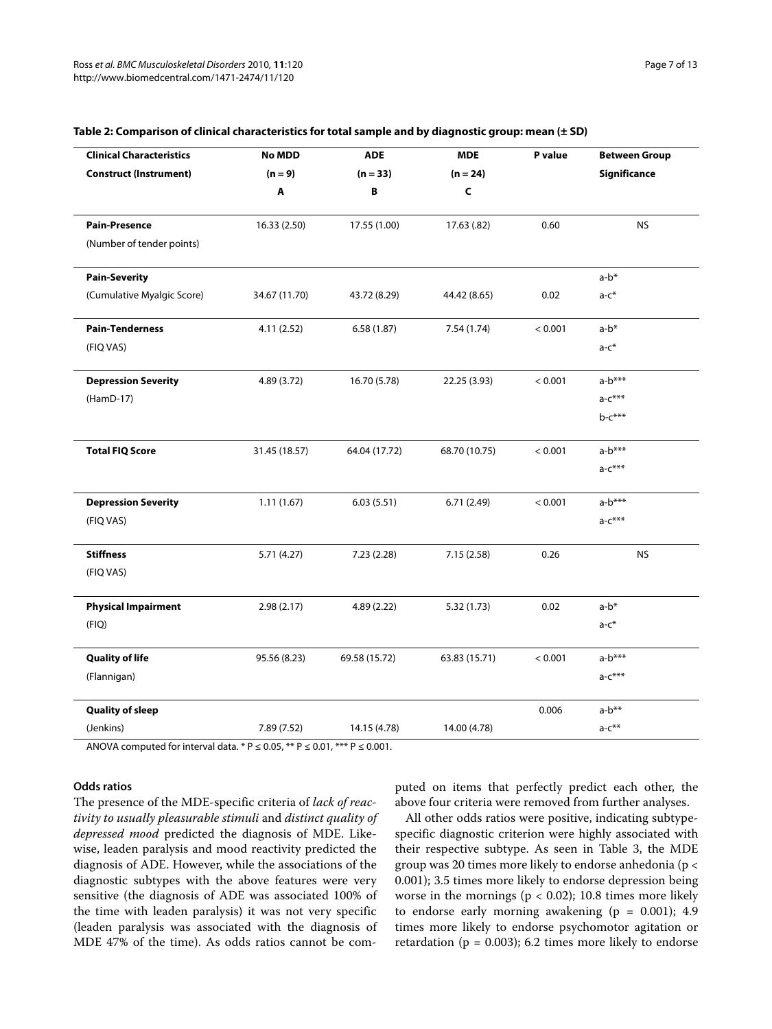**Table 2: Comparison of clinical characteristics for total sample and by diagnostic group: mean (± SD)**

| Clinical Characteristics Construct (Instrument) | No MDD (n = 9) A | ADE (n = 33) B | MDE (n = 24) C | P value | Between Group Significance |
|---|---|---|---|---|---|
| **Pain-Presence** (Number of tender points) | 16.33 (2.50) | 17.55 (1.00) | 17.63 (.82) | 0.60 | NS |
| **Pain-Severity** (Cumulative Myalgic Score) | 34.67 (11.70) | 43.72 (8.29) | 44.42 (8.65) | 0.02 | a-b* a-c* |
| **Pain-Tenderness** (FIQ VAS) | 4.11 (2.52) | 6.58 (1.87) | 7.54 (1.74) | < 0.001 | a-b* a-c* |
| **Depression Severity** (HamD-17) | 4.89 (3.72) | 16.70 (5.78) | 22.25 (3.93) | < 0.001 | a-b*** a-c*** b-c*** |
| **Total FIQ Score** | 31.45 (18.57) | 64.04 (17.72) | 68.70 (10.75) | < 0.001 | a-b*** a-c*** |
| **Depression Severity** (FIQ VAS) | 1.11 (1.67) | 6.03 (5.51) | 6.71 (2.49) | < 0.001 | a-b*** a-c*** |
| **Stiffness** (FIQ VAS) | 5.71 (4.27) | 7.23 (2.28) | 7.15 (2.58) | 0.26 | NS |
| **Physical Impairment** (FIQ) | 2.98 (2.17) | 4.89 (2.22) | 5.32 (1.73) | 0.02 | a-b* a-c* |
| **Quality of life** (Flannigan) | 95.56 (8.23) | 69.58 (15.72) | 63.83 (15.71) | < 0.001 | a-b*** a-c*** |
| **Quality of sleep** (Jenkins) | 7.89 (7.52) | 14.15 (4.78) | 14.00 (4.78) | 0.006 | a-b** a-c** |

ANOVA computed for interval data. * $P \leq 0.05$, ** $P \leq 0.01$, *** $P \leq 0.001$.

#### Odds ratios

The presence of the MDE-specific criteria of *lack of reactivity to usually pleasurable stimuli* and *distinct quality of depressed mood* predicted the diagnosis of MDE. Likewise, leaden paralysis and mood reactivity predicted the diagnosis of ADE. However, while the associations of the diagnostic subtypes with the above features were very sensitive (the diagnosis of ADE was associated 100% of the time with leaden paralysis) it was not very specific (leaden paralysis was associated with the diagnosis of MDE 47% of the time). As odds ratios cannot be computed on items that perfectly predict each other, the above four criteria were removed from further analyses.

All other odds ratios were positive, indicating subtype-specific diagnostic criterion were highly associated with their respective subtype. As seen in Table 3, the MDE group was 20 times more likely to endorse anhedonia ($p < 0.001$); 3.5 times more likely to endorse depression being worse in the mornings ($p < 0.02$); 10.8 times more likely to endorse early morning awakening ($p = 0.001$); 4.9 times more likely to endorse psychomotor agitation or retardation ($p = 0.003$); 6.2 times more likely to endorse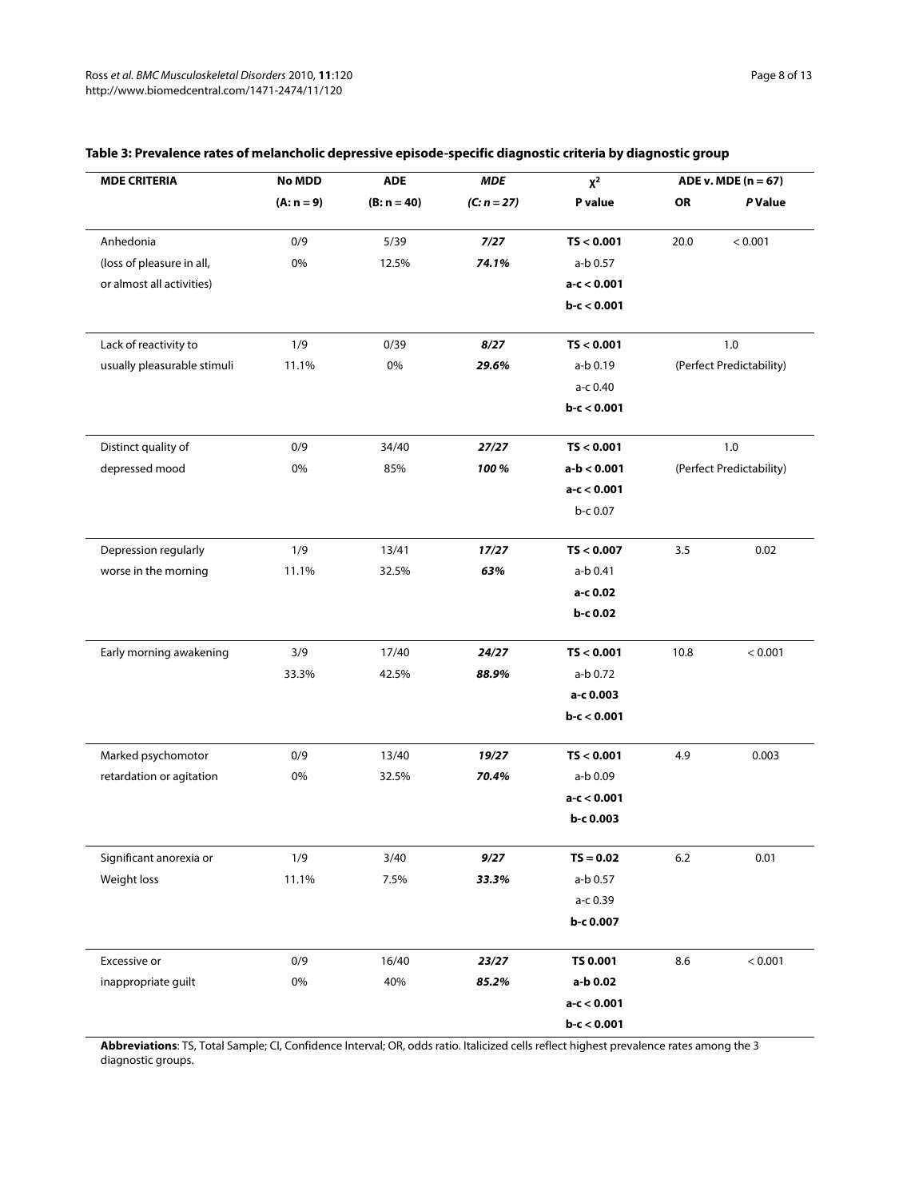**Table 3: Prevalence rates of melancholic depressive episode-specific diagnostic criteria by diagnostic group**

| MDE CRITERIA | No MDD (A: n = 9) | ADE (B: n = 40) | *MDE (C: n = 27)* | $\chi^2$ P value | ADE v. MDE (n = 67) OR | *P* Value |
|---|---|---|---|---|---|---|
| Anhedonia (loss of pleasure in all, or almost all activities) | 0/9 0% | 5/39 12.5% | ***7/27 74.1%*** | **TS < 0.001** a-b 0.57 **a-c < 0.001** **b-c < 0.001** | 20.0 | < 0.001 |
| Lack of reactivity to usually pleasurable stimuli | 1/9 11.1% | 0/39 0% | ***8/27 29.6%*** | **TS < 0.001** a-b 0.19 a-c 0.40 **b-c < 0.001** | 1.0 (Perfect Predictability) | |
| Distinct quality of depressed mood | 0/9 0% | 34/40 85% | ***27/27 100 %*** | **TS < 0.001** **a-b < 0.001** **a-c < 0.001** b-c 0.07 | 1.0 (Perfect Predictability) | |
| Depression regularly worse in the morning | 1/9 11.1% | 13/41 32.5% | ***17/27 63%*** | **TS < 0.007** a-b 0.41 **a-c 0.02** **b-c 0.02** | 3.5 | 0.02 |
| Early morning awakening | 3/9 33.3% | 17/40 42.5% | ***24/27 88.9%*** | **TS < 0.001** a-b 0.72 **a-c 0.003** **b-c < 0.001** | 10.8 | < 0.001 |
| Marked psychomotor retardation or agitation | 0/9 0% | 13/40 32.5% | ***19/27 70.4%*** | **TS < 0.001** a-b 0.09 **a-c < 0.001** **b-c 0.003** | 4.9 | 0.003 |
| Significant anorexia or Weight loss | 1/9 11.1% | 3/40 7.5% | ***9/27 33.3%*** | **TS = 0.02** a-b 0.57 a-c 0.39 **b-c 0.007** | 6.2 | 0.01 |
| Excessive or inappropriate guilt | 0/9 0% | 16/40 40% | ***23/27 85.2%*** | **TS 0.001** **a-b 0.02** **a-c < 0.001** **b-c < 0.001** | 8.6 | < 0.001 |

**Abbreviations**: TS, Total Sample; CI, Confidence Interval; OR, odds ratio. Italicized cells reflect highest prevalence rates among the 3 diagnostic groups.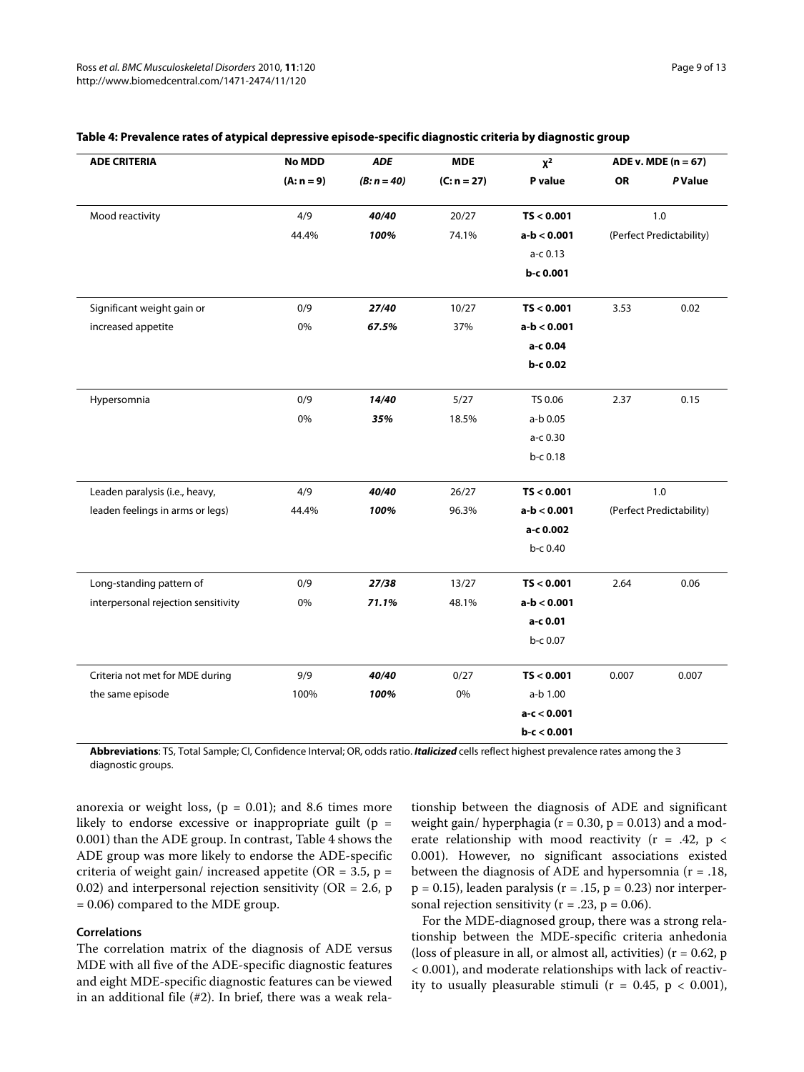**Table 4: Prevalence rates of atypical depressive episode-specific diagnostic criteria by diagnostic group**

| ADE CRITERIA | No MDD (A: n = 9) | *ADE (B: n = 40)* | MDE (C: n = 27) | $\chi^2$ P value | ADE v. MDE (n = 67) OR | *P* Value |
|---|---|---|---|---|---|---|
| Mood reactivity | 4/9 44.4% | ***40/40 100%*** | 20/27 74.1% | **TS < 0.001** **a-b < 0.001** a-c 0.13 **b-c 0.001** | 1.0 (Perfect Predictability) | |
| Significant weight gain or increased appetite | 0/9 0% | ***27/40 67.5%*** | 10/27 37% | **TS < 0.001** **a-b < 0.001** **a-c 0.04** **b-c 0.02** | 3.53 | 0.02 |
| Hypersomnia | 0/9 0% | ***14/40 35%*** | 5/27 18.5% | TS 0.06 a-b 0.05 a-c 0.30 b-c 0.18 | 2.37 | 0.15 |
| Leaden paralysis (i.e., heavy, leaden feelings in arms or legs) | 4/9 44.4% | ***40/40 100%*** | 26/27 96.3% | **TS < 0.001** **a-b < 0.001** **a-c 0.002** b-c 0.40 | 1.0 (Perfect Predictability) | |
| Long-standing pattern of interpersonal rejection sensitivity | 0/9 0% | ***27/38 71.1%*** | 13/27 48.1% | **TS < 0.001** **a-b < 0.001** **a-c 0.01** b-c 0.07 | 2.64 | 0.06 |
| Criteria not met for MDE during the same episode | 9/9 100% | ***40/40 100%*** | 0/27 0% | **TS < 0.001** a-b 1.00 **a-c < 0.001** **b-c < 0.001** | 0.007 | 0.007 |

**Abbreviations**: TS, Total Sample; CI, Confidence Interval; OR, odds ratio. ***Italicized*** cells reflect highest prevalence rates among the 3 diagnostic groups.

anorexia or weight loss, ($p = 0.01$); and 8.6 times more likely to endorse excessive or inappropriate guilt ($p = 0.001$) than the ADE group. In contrast, Table 4 shows the ADE group was more likely to endorse the ADE-specific criteria of weight gain/ increased appetite (OR = 3.5, $p = 0.02$) and interpersonal rejection sensitivity (OR = 2.6, $p = 0.06$) compared to the MDE group.

#### Correlations

The correlation matrix of the diagnosis of ADE versus MDE with all five of the ADE-specific diagnostic features and eight MDE-specific diagnostic features can be viewed in an additional file (#2). In brief, there was a weak relationship between the diagnosis of ADE and significant weight gain/ hyperphagia ($r = 0.30$, $p = 0.013$) and a moderate relationship with mood reactivity ($r = .42$, $p < 0.001$). However, no significant associations existed between the diagnosis of ADE and hypersomnia ($r = .18$, $p = 0.15$), leaden paralysis ($r = .15$, $p = 0.23$) nor interpersonal rejection sensitivity ($r = .23$, $p = 0.06$).

For the MDE-diagnosed group, there was a strong relationship between the MDE-specific criteria anhedonia (loss of pleasure in all, or almost all, activities) ($r = 0.62$, $p < 0.001$), and moderate relationships with lack of reactivity to usually pleasurable stimuli ($r = 0.45$, $p < 0.001$),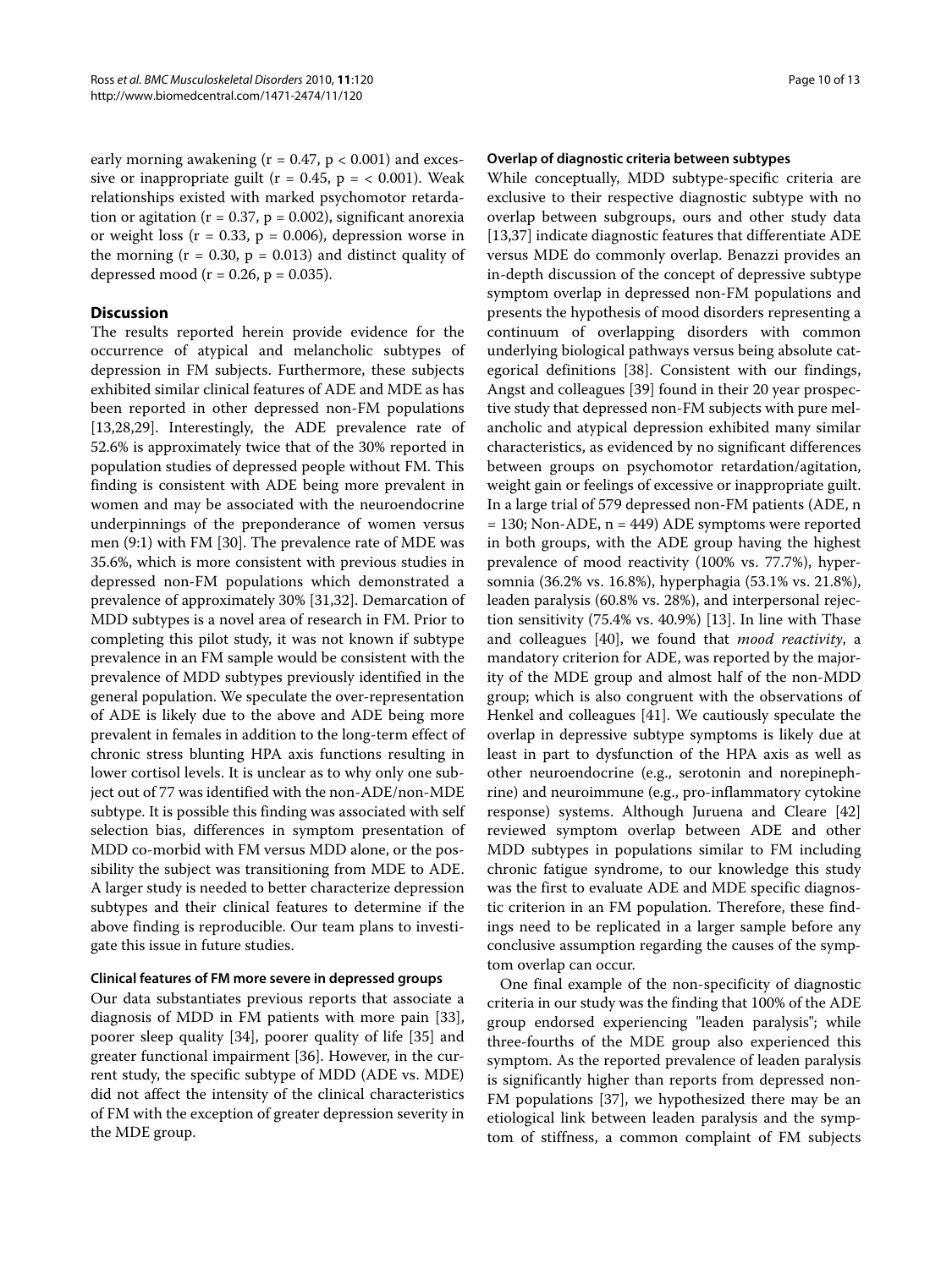early morning awakening ($r = 0.47$, $p < 0.001$) and excessive or inappropriate guilt ($r = 0.45$, $p = < 0.001$). Weak relationships existed with marked psychomotor retardation or agitation ($r = 0.37$, $p = 0.002$), significant anorexia or weight loss ($r = 0.33$, $p = 0.006$), depression worse in the morning ($r = 0.30$, $p = 0.013$) and distinct quality of depressed mood ($r = 0.26$, $p = 0.035$).

## Discussion

The results reported herein provide evidence for the occurrence of atypical and melancholic subtypes of depression in FM subjects. Furthermore, these subjects exhibited similar clinical features of ADE and MDE as has been reported in other depressed non-FM populations [13,28,29]. Interestingly, the ADE prevalence rate of 52.6% is approximately twice that of the 30% reported in population studies of depressed people without FM. This finding is consistent with ADE being more prevalent in women and may be associated with the neuroendocrine underpinnings of the preponderance of women versus men (9:1) with FM [30]. The prevalence rate of MDE was 35.6%, which is more consistent with previous studies in depressed non-FM populations which demonstrated a prevalence of approximately 30% [31,32]. Demarcation of MDD subtypes is a novel area of research in FM. Prior to completing this pilot study, it was not known if subtype prevalence in an FM sample would be consistent with the prevalence of MDD subtypes previously identified in the general population. We speculate the over-representation of ADE is likely due to the above and ADE being more prevalent in females in addition to the long-term effect of chronic stress blunting HPA axis functions resulting in lower cortisol levels. It is unclear as to why only one subject out of 77 was identified with the non-ADE/non-MDE subtype. It is possible this finding was associated with self selection bias, differences in symptom presentation of MDD co-morbid with FM versus MDD alone, or the possibility the subject was transitioning from MDE to ADE. A larger study is needed to better characterize depression subtypes and their clinical features to determine if the above finding is reproducible. Our team plans to investigate this issue in future studies.

### Clinical features of FM more severe in depressed groups

Our data substantiates previous reports that associate a diagnosis of MDD in FM patients with more pain [33], poorer sleep quality [34], poorer quality of life [35] and greater functional impairment [36]. However, in the current study, the specific subtype of MDD (ADE vs. MDE) did not affect the intensity of the clinical characteristics of FM with the exception of greater depression severity in the MDE group.

### Overlap of diagnostic criteria between subtypes

While conceptually, MDD subtype-specific criteria are exclusive to their respective diagnostic subtype with no overlap between subgroups, ours and other study data [13,37] indicate diagnostic features that differentiate ADE versus MDE do commonly overlap. Benazzi provides an in-depth discussion of the concept of depressive subtype symptom overlap in depressed non-FM populations and presents the hypothesis of mood disorders representing a continuum of overlapping disorders with common underlying biological pathways versus being absolute categorical definitions [38]. Consistent with our findings, Angst and colleagues [39] found in their 20 year prospective study that depressed non-FM subjects with pure melancholic and atypical depression exhibited many similar characteristics, as evidenced by no significant differences between groups on psychomotor retardation/agitation, weight gain or feelings of excessive or inappropriate guilt. In a large trial of 579 depressed non-FM patients (ADE, n = 130; Non-ADE, n = 449) ADE symptoms were reported in both groups, with the ADE group having the highest prevalence of mood reactivity (100% vs. 77.7%), hypersomnia (36.2% vs. 16.8%), hyperphagia (53.1% vs. 21.8%), leaden paralysis (60.8% vs. 28%), and interpersonal rejection sensitivity (75.4% vs. 40.9%) [13]. In line with Thase and colleagues [40], we found that *mood reactivity*, a mandatory criterion for ADE, was reported by the majority of the MDE group and almost half of the non-MDD group; which is also congruent with the observations of Henkel and colleagues [41]. We cautiously speculate the overlap in depressive subtype symptoms is likely due at least in part to dysfunction of the HPA axis as well as other neuroendocrine (e.g., serotonin and norepinephrine) and neuroimmune (e.g., pro-inflammatory cytokine response) systems. Although Juruena and Cleare [42] reviewed symptom overlap between ADE and other MDD subtypes in populations similar to FM including chronic fatigue syndrome, to our knowledge this study was the first to evaluate ADE and MDE specific diagnostic criterion in an FM population. Therefore, these findings need to be replicated in a larger sample before any conclusive assumption regarding the causes of the symptom overlap can occur.

One final example of the non-specificity of diagnostic criteria in our study was the finding that 100% of the ADE group endorsed experiencing "leaden paralysis"; while three-fourths of the MDE group also experienced this symptom. As the reported prevalence of leaden paralysis is significantly higher than reports from depressed non-FM populations [37], we hypothesized there may be an etiological link between leaden paralysis and the symptom of stiffness, a common complaint of FM subjects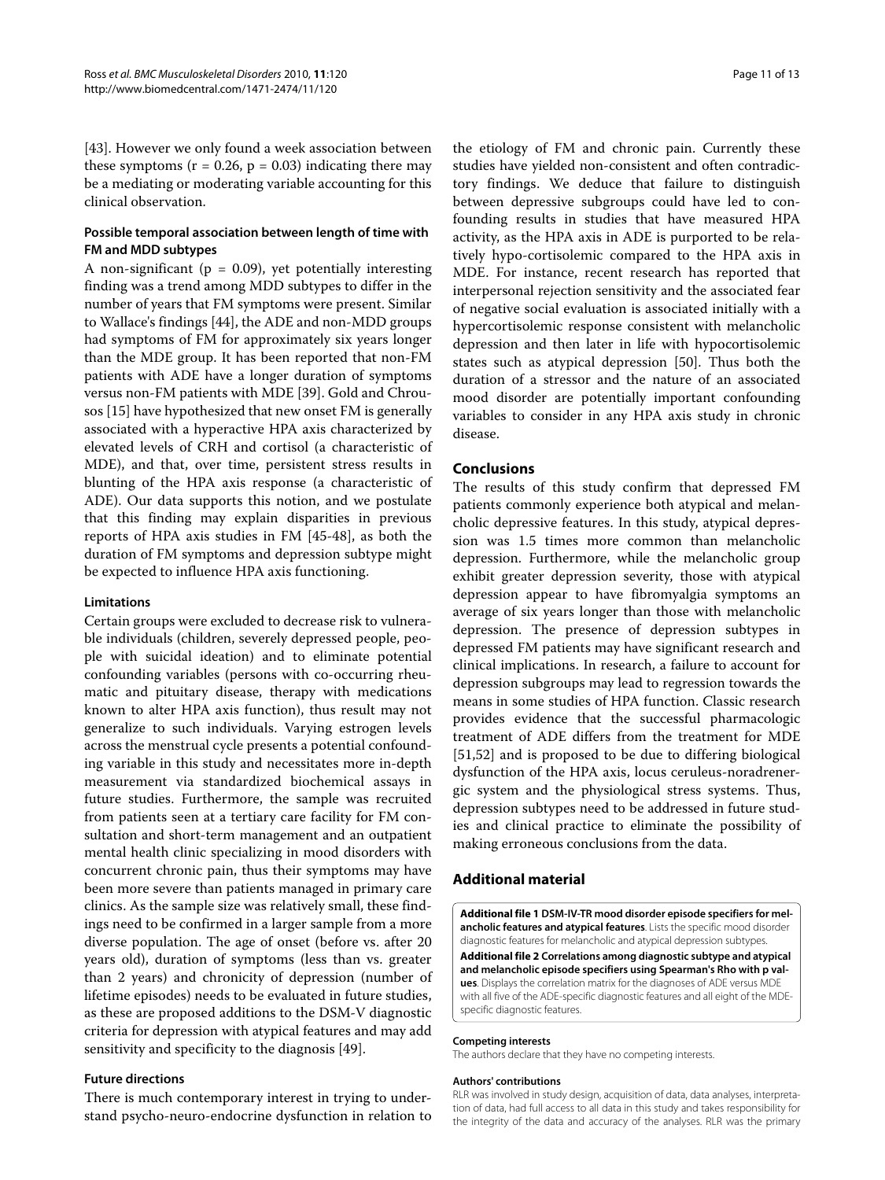[43]. However we only found a week association between these symptoms ($r = 0.26$, $p = 0.03$) indicating there may be a mediating or moderating variable accounting for this clinical observation.

### Possible temporal association between length of time with FM and MDD subtypes

A non-significant ($p = 0.09$), yet potentially interesting finding was a trend among MDD subtypes to differ in the number of years that FM symptoms were present. Similar to Wallace's findings [44], the ADE and non-MDD groups had symptoms of FM for approximately six years longer than the MDE group. It has been reported that non-FM patients with ADE have a longer duration of symptoms versus non-FM patients with MDE [39]. Gold and Chrousos [15] have hypothesized that new onset FM is generally associated with a hyperactive HPA axis characterized by elevated levels of CRH and cortisol (a characteristic of MDE), and that, over time, persistent stress results in blunting of the HPA axis response (a characteristic of ADE). Our data supports this notion, and we postulate that this finding may explain disparities in previous reports of HPA axis studies in FM [45-48], as both the duration of FM symptoms and depression subtype might be expected to influence HPA axis functioning.

### Limitations

Certain groups were excluded to decrease risk to vulnerable individuals (children, severely depressed people, people with suicidal ideation) and to eliminate potential confounding variables (persons with co-occurring rheumatic and pituitary disease, therapy with medications known to alter HPA axis function), thus result may not generalize to such individuals. Varying estrogen levels across the menstrual cycle presents a potential confounding variable in this study and necessitates more in-depth measurement via standardized biochemical assays in future studies. Furthermore, the sample was recruited from patients seen at a tertiary care facility for FM consultation and short-term management and an outpatient mental health clinic specializing in mood disorders with concurrent chronic pain, thus their symptoms may have been more severe than patients managed in primary care clinics. As the sample size was relatively small, these findings need to be confirmed in a larger sample from a more diverse population. The age of onset (before vs. after 20 years old), duration of symptoms (less than vs. greater than 2 years) and chronicity of depression (number of lifetime episodes) needs to be evaluated in future studies, as these are proposed additions to the DSM-V diagnostic criteria for depression with atypical features and may add sensitivity and specificity to the diagnosis [49].

### Future directions

There is much contemporary interest in trying to understand psycho-neuro-endocrine dysfunction in relation to the etiology of FM and chronic pain. Currently these studies have yielded non-consistent and often contradictory findings. We deduce that failure to distinguish between depressive subgroups could have led to confounding results in studies that have measured HPA activity, as the HPA axis in ADE is purported to be relatively hypo-cortisolemic compared to the HPA axis in MDE. For instance, recent research has reported that interpersonal rejection sensitivity and the associated fear of negative social evaluation is associated initially with a hypercortisolemic response consistent with melancholic depression and then later in life with hypocortisolemic states such as atypical depression [50]. Thus both the duration of a stressor and the nature of an associated mood disorder are potentially important confounding variables to consider in any HPA axis study in chronic disease.

## Conclusions

The results of this study confirm that depressed FM patients commonly experience both atypical and melancholic depressive features. In this study, atypical depression was 1.5 times more common than melancholic depression. Furthermore, while the melancholic group exhibit greater depression severity, those with atypical depression appear to have fibromyalgia symptoms an average of six years longer than those with melancholic depression. The presence of depression subtypes in depressed FM patients may have significant research and clinical implications. In research, a failure to account for depression subgroups may lead to regression towards the means in some studies of HPA function. Classic research provides evidence that the successful pharmacologic treatment of ADE differs from the treatment for MDE [51,52] and is proposed to be due to differing biological dysfunction of the HPA axis, locus ceruleus-noradrenergic system and the physiological stress systems. Thus, depression subtypes need to be addressed in future studies and clinical practice to eliminate the possibility of making erroneous conclusions from the data.

## Additional material

**Additional file 1 DSM-IV-TR mood disorder episode specifiers for melancholic features and atypical features**. Lists the specific mood disorder diagnostic features for melancholic and atypical depression subtypes.

**Additional file 2 Correlations among diagnostic subtype and atypical and melancholic episode specifiers using Spearman's Rho with p values**. Displays the correlation matrix for the diagnoses of ADE versus MDE with all five of the ADE-specific diagnostic features and all eight of the MDE-specific diagnostic features.

#### Competing interests

The authors declare that they have no competing interests.

#### Authors' contributions

RLR was involved in study design, acquisition of data, data analyses, interpretation of data, had full access to all data in this study and takes responsibility for the integrity of the data and accuracy of the analyses. RLR was the primary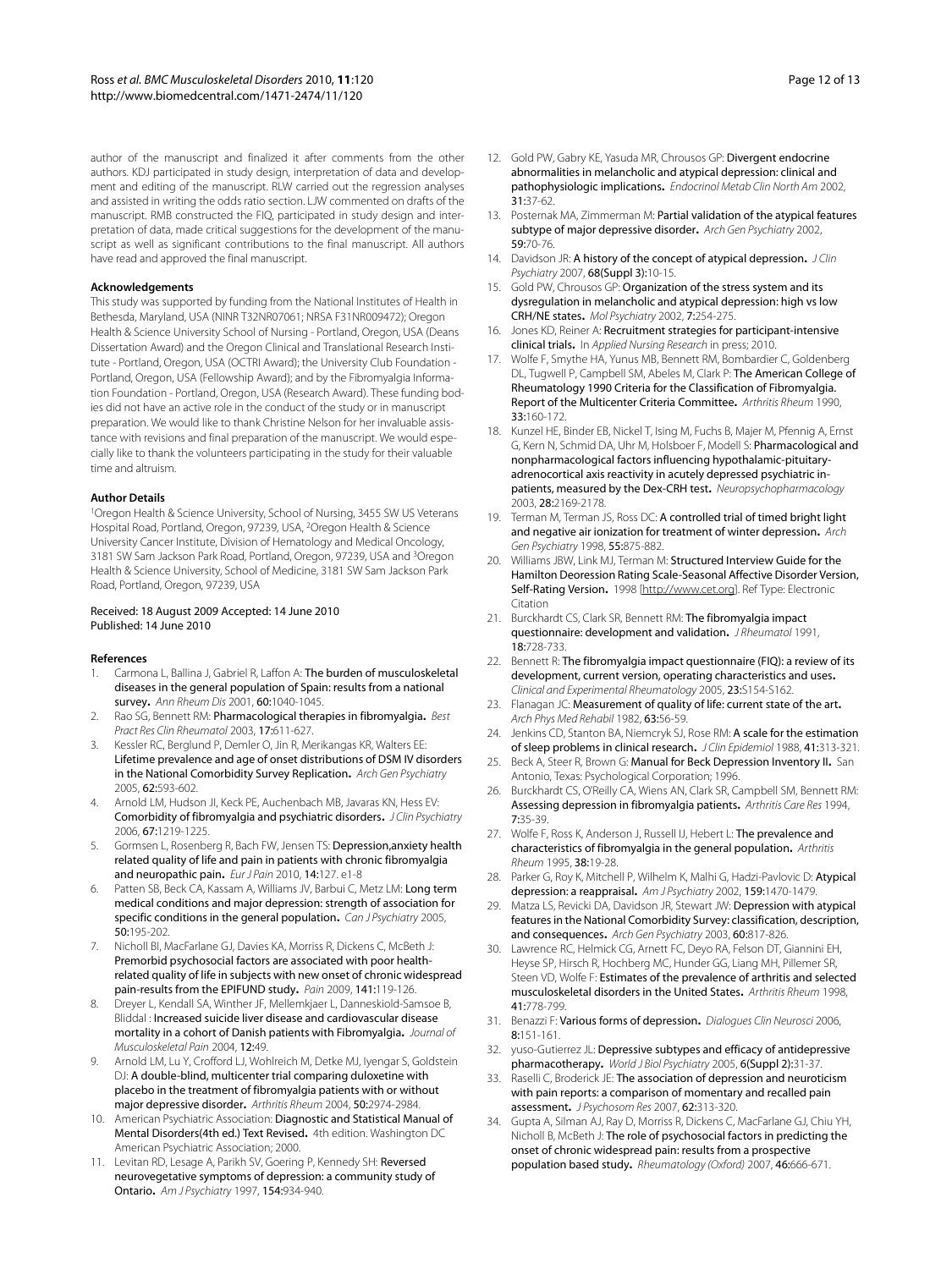author of the manuscript and finalized it after comments from the other authors. KDJ participated in study design, interpretation of data and development and editing of the manuscript. RLW carried out the regression analyses and assisted in writing the odds ratio section. LJW commented on drafts of the manuscript. RMB constructed the FIQ, participated in study design and interpretation of data, made critical suggestions for the development of the manuscript as well as significant contributions to the final manuscript. All authors have read and approved the final manuscript.

#### Acknowledgements

This study was supported by funding from the National Institutes of Health in Bethesda, Maryland, USA (NINR T32NR07061; NRSA F31NR009472); Oregon Health & Science University School of Nursing - Portland, Oregon, USA (Deans Dissertation Award) and the Oregon Clinical and Translational Research Institute - Portland, Oregon, USA (OCTRI Award); the University Club Foundation - Portland, Oregon, USA (Fellowship Award); and by the Fibromyalgia Information Foundation - Portland, Oregon, USA (Research Award). These funding bodies did not have an active role in the conduct of the study or in manuscript preparation. We would like to thank Christine Nelson for her invaluable assistance with revisions and final preparation of the manuscript. We would especially like to thank the volunteers participating in the study for their valuable time and altruism.

#### Author Details

[1]Oregon Health & Science University, School of Nursing, 3455 SW US Veterans Hospital Road, Portland, Oregon, 97239, USA, [2]Oregon Health & Science University Cancer Institute, Division of Hematology and Medical Oncology, 3181 SW Sam Jackson Park Road, Portland, Oregon, 97239, USA and [3]Oregon Health & Science University, School of Medicine, 3181 SW Sam Jackson Park Road, Portland, Oregon, 97239, USA

Received: 18 August 2009 Accepted: 14 June 2010
Published: 14 June 2010

#### References

1. Carmona L, Ballina J, Gabriel R, Laffon A: **The burden of musculoskeletal diseases in the general population of Spain: results from a national survey.** *Ann Rheum Dis* 2001, **60:**1040-1045.
2. Rao SG, Bennett RM: **Pharmacological therapies in fibromyalgia.** *Best Pract Res Clin Rheumatol* 2003, **17:**611-627.
3. Kessler RC, Berglund P, Demler O, Jin R, Merikangas KR, Walters EE: **Lifetime prevalence and age of onset distributions of DSM IV disorders in the National Comorbidity Survey Replication.** *Arch Gen Psychiatry* 2005, **62:**593-602.
4. Arnold LM, Hudson JI, Keck PE, Auchenbach MB, Javaras KN, Hess EV: **Comorbidity of fibromyalgia and psychiatric disorders.** *J Clin Psychiatry* 2006, **67:**1219-1225.
5. Gormsen L, Rosenberg R, Bach FW, Jensen TS: **Depression,anxiety health related quality of life and pain in patients with chronic fibromyalgia and neuropathic pain.** *Eur J Pain* 2010, **14:**127. e1-8
6. Patten SB, Beck CA, Kassam A, Williams JV, Barbui C, Metz LM: **Long term medical conditions and major depression: strength of association for specific conditions in the general population.** *Can J Psychiatry* 2005, **50:**195-202.
7. Nicholl BI, MacFarlane GJ, Davies KA, Morriss R, Dickens C, McBeth J: **Premorbid psychosocial factors are associated with poor health-related quality of life in subjects with new onset of chronic widespread pain-results from the EPIFUND study.** *Pain* 2009, **141:**119-126.
8. Dreyer L, Kendall SA, Winther JF, Mellemkjaer L, Danneskiold-Samsoe B, Bliddal : **Increased suicide liver disease and cardiovascular disease mortality in a cohort of Danish patients with Fibromyalgia.** *Journal of Musculoskeletal Pain* 2004, **12:**49.
9. Arnold LM, Lu Y, Crofford LJ, Wohlreich M, Detke MJ, Iyengar S, Goldstein DJ: **A double-blind, multicenter trial comparing duloxetine with placebo in the treatment of fibromyalgia patients with or without major depressive disorder.** *Arthritis Rheum* 2004, **50:**2974-2984.
10. American Psychiatric Association: **Diagnostic and Statistical Manual of Mental Disorders(4th ed.) Text Revised.** 4th edition. Washington DC American Psychiatric Association; 2000.
11. Levitan RD, Lesage A, Parikh SV, Goering P, Kennedy SH: **Reversed neurovegetative symptoms of depression: a community study of Ontario.** *Am J Psychiatry* 1997, **154:**934-940.
12. Gold PW, Gabry KE, Yasuda MR, Chrousos GP: **Divergent endocrine abnormalities in melancholic and atypical depression: clinical and pathophysiologic implications.** *Endocrinol Metab Clin North Am* 2002, **31:**37-62.
13. Posternak MA, Zimmerman M: **Partial validation of the atypical features subtype of major depressive disorder.** *Arch Gen Psychiatry* 2002, **59:**70-76.
14. Davidson JR: **A history of the concept of atypical depression.** *J Clin Psychiatry* 2007, **68(Suppl 3):**10-15.
15. Gold PW, Chrousos GP: **Organization of the stress system and its dysregulation in melancholic and atypical depression: high vs low CRH/NE states.** *Mol Psychiatry* 2002, **7:**254-275.
16. Jones KD, Reiner A: **Recruitment strategies for participant-intensive clinical trials.** In *Applied Nursing Research* in press; 2010.
17. Wolfe F, Smythe HA, Yunus MB, Bennett RM, Bombardier C, Goldenberg DL, Tugwell P, Campbell SM, Abeles M, Clark P: **The American College of Rheumatology 1990 Criteria for the Classification of Fibromyalgia. Report of the Multicenter Criteria Committee.** *Arthritis Rheum* 1990, **33:**160-172.
18. Kunzel HE, Binder EB, Nickel T, Ising M, Fuchs B, Majer M, Pfennig A, Ernst G, Kern N, Schmid DA, Uhr M, Holsboer F, Modell S: **Pharmacological and nonpharmacological factors influencing hypothalamic-pituitary-adrenocortical axis reactivity in acutely depressed psychiatric in-patients, measured by the Dex-CRH test.** *Neuropsychopharmacology* 2003, **28:**2169-2178.
19. Terman M, Terman JS, Ross DC: **A controlled trial of timed bright light and negative air ionization for treatment of winter depression.** *Arch Gen Psychiatry* 1998, **55:**875-882.
20. Williams JBW, Link MJ, Terman M: **Structured Interview Guide for the Hamilton Deoression Rating Scale-Seasonal Affective Disorder Version, Self-Rating Version.** 1998 [http://www.cet.org]. Ref Type: Electronic Citation
21. Burckhardt CS, Clark SR, Bennett RM: **The fibromyalgia impact questionnaire: development and validation.** *J Rheumatol* 1991, **18:**728-733.
22. Bennett R: **The fibromyalgia impact questionnaire (FIQ): a review of its development, current version, operating characteristics and uses.** *Clinical and Experimental Rheumatology* 2005, **23:**S154-S162.
23. Flanagan JC: **Measurement of quality of life: current state of the art.** *Arch Phys Med Rehabil* 1982, **63:**56-59.
24. Jenkins CD, Stanton BA, Niemcryk SJ, Rose RM: **A scale for the estimation of sleep problems in clinical research.** *J Clin Epidemiol* 1988, **41:**313-321.
25. Beck A, Steer R, Brown G: **Manual for Beck Depression Inventory II.** San Antonio, Texas: Psychological Corporation; 1996.
26. Burckhardt CS, O'Reilly CA, Wiens AN, Clark SR, Campbell SM, Bennett RM: **Assessing depression in fibromyalgia patients.** *Arthritis Care Res* 1994, **7:**35-39.
27. Wolfe F, Ross K, Anderson J, Russell IJ, Hebert L: **The prevalence and characteristics of fibromyalgia in the general population.** *Arthritis Rheum* 1995, **38:**19-28.
28. Parker G, Roy K, Mitchell P, Wilhelm K, Malhi G, Hadzi-Pavlovic D: **Atypical depression: a reappraisal.** *Am J Psychiatry* 2002, **159:**1470-1479.
29. Matza LS, Revicki DA, Davidson JR, Stewart JW: **Depression with atypical features in the National Comorbidity Survey: classification, description, and consequences.** *Arch Gen Psychiatry* 2003, **60:**817-826.
30. Lawrence RC, Helmick CG, Arnett FC, Deyo RA, Felson DT, Giannini EH, Heyse SP, Hirsch R, Hochberg MC, Hunder GG, Liang MH, Pillemer SR, Steen VD, Wolfe F: **Estimates of the prevalence of arthritis and selected musculoskeletal disorders in the United States.** *Arthritis Rheum* 1998, **41:**778-799.
31. Benazzi F: **Various forms of depression.** *Dialogues Clin Neurosci* 2006, **8:**151-161.
32. yuso-Gutierrez JL: **Depressive subtypes and efficacy of antidepressive pharmacotherapy.** *World J Biol Psychiatry* 2005, **6(Suppl 2):**31-37.
33. Raselli C, Broderick JE: **The association of depression and neuroticism with pain reports: a comparison of momentary and recalled pain assessment.** *J Psychosom Res* 2007, **62:**313-320.
34. Gupta A, Silman AJ, Ray D, Morriss R, Dickens C, MacFarlane GJ, Chiu YH, Nicholl B, McBeth J: **The role of psychosocial factors in predicting the onset of chronic widespread pain: results from a prospective population based study.** *Rheumatology (Oxford)* 2007, **46:**666-671.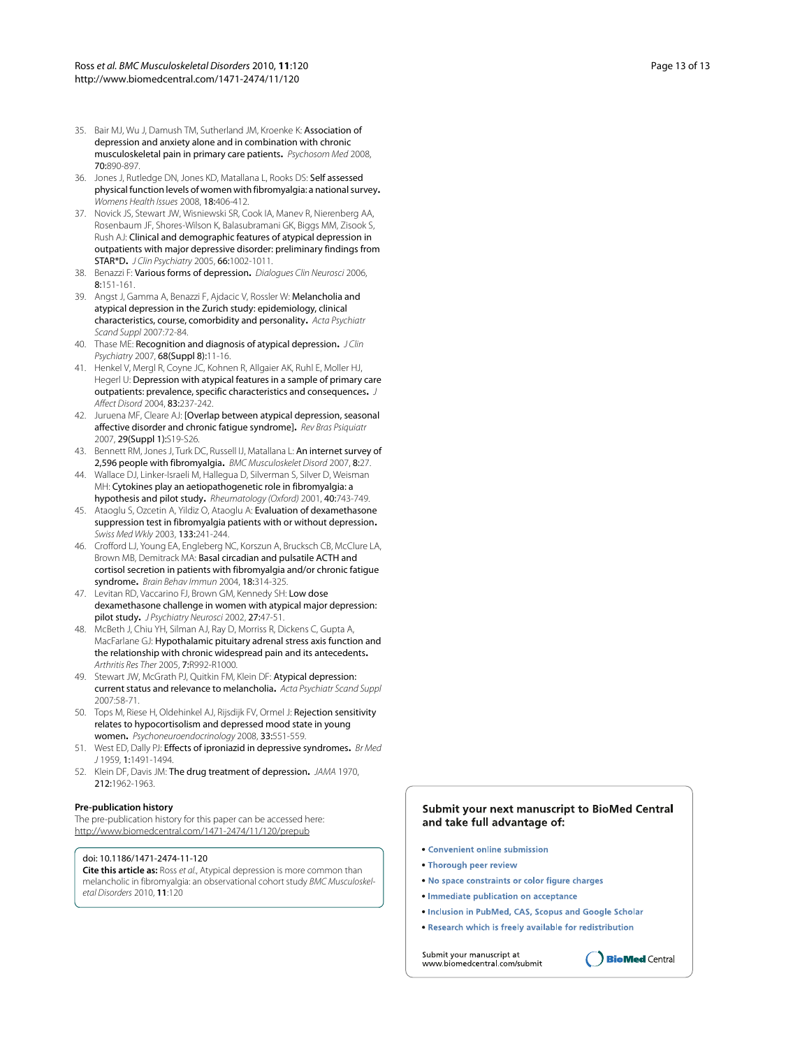35. Bair MJ, Wu J, Damush TM, Sutherland JM, Kroenke K: **Association of depression and anxiety alone and in combination with chronic musculoskeletal pain in primary care patients.** *Psychosom Med* 2008, **70**:890-897.
36. Jones J, Rutledge DN, Jones KD, Matallana L, Rooks DS: **Self assessed physical function levels of women with fibromyalgia: a national survey.** *Womens Health Issues* 2008, **18**:406-412.
37. Novick JS, Stewart JW, Wisniewski SR, Cook IA, Manev R, Nierenberg AA, Rosenbaum JF, Shores-Wilson K, Balasubramani GK, Biggs MM, Zisook S, Rush AJ: **Clinical and demographic features of atypical depression in outpatients with major depressive disorder: preliminary findings from STAR*D.** *J Clin Psychiatry* 2005, **66**:1002-1011.
38. Benazzi F: **Various forms of depression.** *Dialogues Clin Neurosci* 2006, **8**:151-161.
39. Angst J, Gamma A, Benazzi F, Ajdacic V, Rossler W: **Melancholia and atypical depression in the Zurich study: epidemiology, clinical characteristics, course, comorbidity and personality.** *Acta Psychiatr Scand Suppl* 2007:72-84.
40. Thase ME: **Recognition and diagnosis of atypical depression.** *J Clin Psychiatry* 2007, **68(Suppl 8)**:11-16.
41. Henkel V, Mergl R, Coyne JC, Kohnen R, Allgaier AK, Ruhl E, Moller HJ, Hegerl U: **Depression with atypical features in a sample of primary care outpatients: prevalence, specific characteristics and consequences.** *J Affect Disord* 2004, **83**:237-242.
42. Juruena MF, Cleare AJ: **[Overlap between atypical depression, seasonal affective disorder and chronic fatigue syndrome].** *Rev Bras Psiquiatr* 2007, **29(Suppl 1)**:S19-S26.
43. Bennett RM, Jones J, Turk DC, Russell IJ, Matallana L: **An internet survey of 2,596 people with fibromyalgia.** *BMC Musculoskelet Disord* 2007, **8**:27.
44. Wallace DJ, Linker-Israeli M, Hallegua D, Silverman S, Silver D, Weisman MH: **Cytokines play an aetiopathogenetic role in fibromyalgia: a hypothesis and pilot study.** *Rheumatology (Oxford)* 2001, **40**:743-749.
45. Ataoglu S, Ozcetin A, Yildiz O, Ataoglu A: **Evaluation of dexamethasone suppression test in fibromyalgia patients with or without depression.** *Swiss Med Wkly* 2003, **133**:241-244.
46. Crofford LJ, Young EA, Engleberg NC, Korszun A, Brucksch CB, McClure LA, Brown MB, Demitrack MA: **Basal circadian and pulsatile ACTH and cortisol secretion in patients with fibromyalgia and/or chronic fatigue syndrome.** *Brain Behav Immun* 2004, **18**:314-325.
47. Levitan RD, Vaccarino FJ, Brown GM, Kennedy SH: **Low dose dexamethasone challenge in women with atypical major depression: pilot study.** *J Psychiatry Neurosci* 2002, **27**:47-51.
48. McBeth J, Chiu YH, Silman AJ, Ray D, Morriss R, Dickens C, Gupta A, MacFarlane GJ: **Hypothalamic pituitary adrenal stress axis function and the relationship with chronic widespread pain and its antecedents.** *Arthritis Res Ther* 2005, **7**:R992-R1000.
49. Stewart JW, McGrath PJ, Quitkin FM, Klein DF: **Atypical depression: current status and relevance to melancholia.** *Acta Psychiatr Scand Suppl* 2007:58-71.
50. Tops M, Riese H, Oldehinkel AJ, Rijsdijk FV, Ormel J: **Rejection sensitivity relates to hypocortisolism and depressed mood state in young women.** *Psychoneuroendocrinology* 2008, **33**:551-559.
51. West ED, Dally PJ: **Effects of iproniazid in depressive syndromes.** *Br Med J* 1959, **1**:1491-1494.
52. Klein DF, Davis JM: **The drug treatment of depression.** *JAMA* 1970, **212**:1962-1963.

### Pre-publication history

The pre-publication history for this paper can be accessed here:
http://www.biomedcentral.com/1471-2474/11/120/prepub

doi: 10.1186/1471-2474-11-120

**Cite this article as:** Ross *et al.*, Atypical depression is more common than melancholic in fibromyalgia: an observational cohort study *BMC Musculoskeletal Disorders* 2010, **11**:120

**Submit your next manuscript to BioMed Central and take full advantage of:**

- Convenient online submission
- Thorough peer review
- No space constraints or color figure charges
- Immediate publication on acceptance
- Inclusion in PubMed, CAS, Scopus and Google Scholar
- Research which is freely available for redistribution

Submit your manuscript at
www.biomedcentral.com/submit

BioMed Central